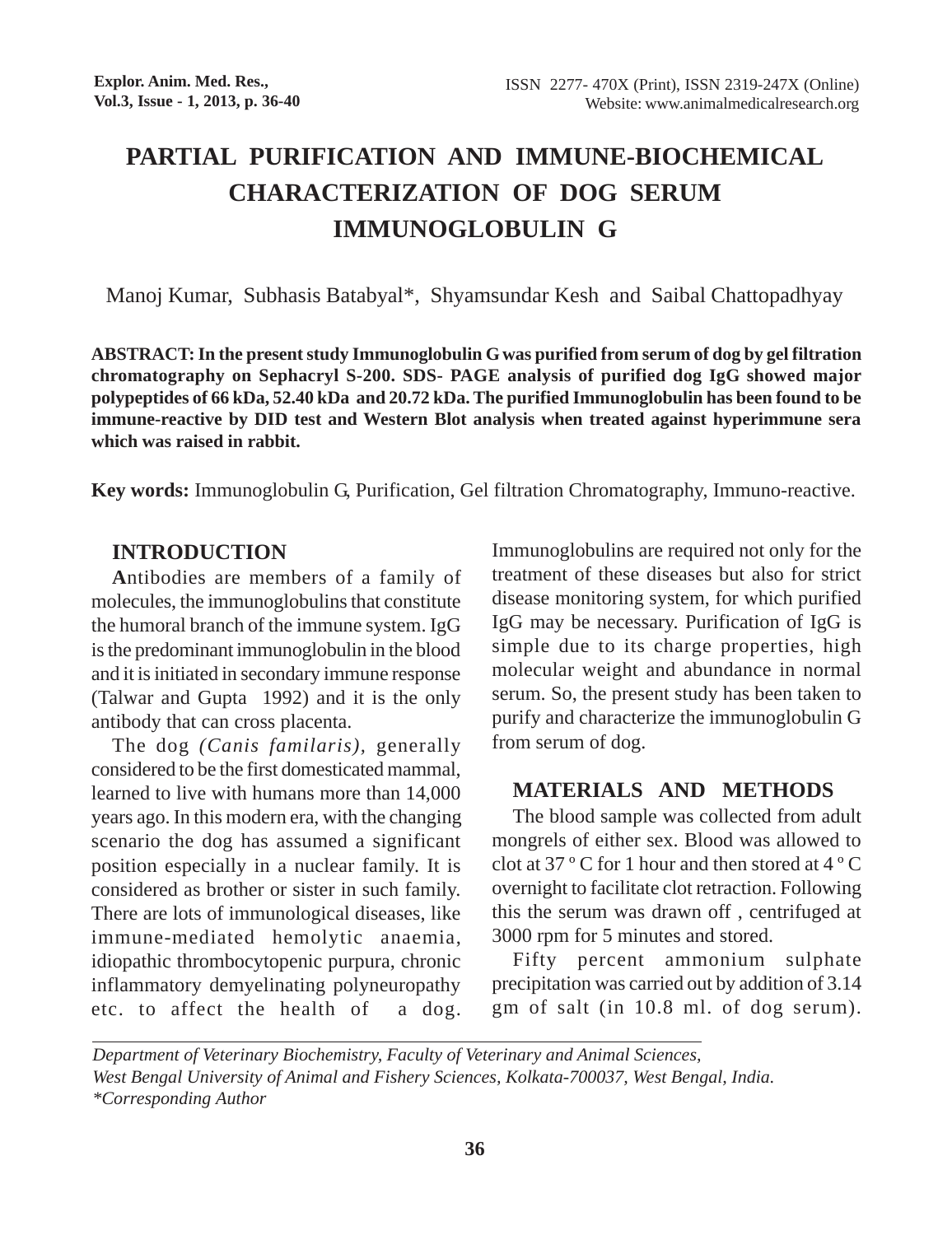# PARTIAL PURIFICATION AND IMMUNE-BIOCHEMICAL CHARACTERIZATION OF DOG SERUM IMMUNOGLOBULIN G

Manoj Kumar, Subhasis Batabyal*, Shyamsundar Kesh and Saibal Chattopadhyay

**ABSTRACT: In the present study Immunoglobulin G was purified from serum of dog by gel filtration chromatography on Sephacryl S-200. SDS- PAGE analysis of purified dog IgG showed major polypeptides of 66 kDa, 52.40 kDa and 20.72 kDa. The purified Immunoglobulin has been found to be immune-reactive by DID test and Western Blot analysis when treated against hyperimmune sera which was raised in rabbit.**

**Key words:** Immunoglobulin G, Purification, Gel filtration Chromatography, Immuno-reactive.

## INTRODUCTION

**A**ntibodies are members of a family of molecules, the immunoglobulins that constitute the humoral branch of the immune system. IgG is the predominant immunoglobulin in the blood and it is initiated in secondary immune response (Talwar and Gupta 1992) and it is the only antibody that can cross placenta.

The dog *(Canis familaris)*, generally considered to be the first domesticated mammal, learned to live with humans more than 14,000 years ago. In this modern era, with the changing scenario the dog has assumed a significant position especially in a nuclear family. It is considered as brother or sister in such family. There are lots of immunological diseases, like immune-mediated hemolytic anaemia, idiopathic thrombocytopenic purpura, chronic inflammatory demyelinating polyneuropathy etc. to affect the health of a dog. Immunoglobulins are required not only for the treatment of these diseases but also for strict disease monitoring system, for which purified IgG may be necessary. Purification of IgG is simple due to its charge properties, high molecular weight and abundance in normal serum. So, the present study has been taken to purify and characterize the immunoglobulin G from serum of dog.

## MATERIALS AND METHODS

The blood sample was collected from adult mongrels of either sex. Blood was allowed to clot at 37 º C for 1 hour and then stored at 4 º C overnight to facilitate clot retraction. Following this the serum was drawn off , centrifuged at 3000 rpm for 5 minutes and stored.

Fifty percent ammonium sulphate precipitation was carried out by addition of 3.14 gm of salt (in 10.8 ml. of dog serum).

---

*Department of Veterinary Biochemistry, Faculty of Veterinary and Animal Sciences, West Bengal University of Animal and Fishery Sciences, Kolkata-700037, West Bengal, India.*
*\*Corresponding Author*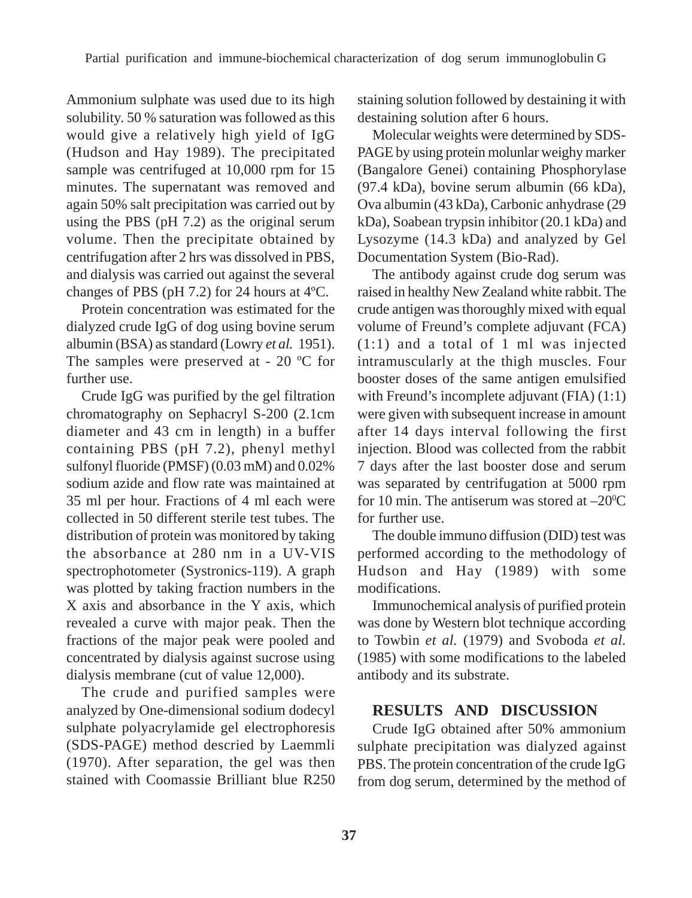Ammonium sulphate was used due to its high solubility. 50 % saturation was followed as this would give a relatively high yield of IgG (Hudson and Hay 1989). The precipitated sample was centrifuged at 10,000 rpm for 15 minutes. The supernatant was removed and again 50% salt precipitation was carried out by using the PBS (pH 7.2) as the original serum volume. Then the precipitate obtained by centrifugation after 2 hrs was dissolved in PBS, and dialysis was carried out against the several changes of PBS (pH 7.2) for 24 hours at 4ºC.

Protein concentration was estimated for the dialyzed crude IgG of dog using bovine serum albumin (BSA) as standard (Lowry *et al.* 1951). The samples were preserved at - 20 ºC for further use.

Crude IgG was purified by the gel filtration chromatography on Sephacryl S-200 (2.1cm diameter and 43 cm in length) in a buffer containing PBS (pH 7.2), phenyl methyl sulfonyl fluoride (PMSF) (0.03 mM) and 0.02% sodium azide and flow rate was maintained at 35 ml per hour. Fractions of 4 ml each were collected in 50 different sterile test tubes. The distribution of protein was monitored by taking the absorbance at 280 nm in a UV-VIS spectrophotometer (Systronics-119). A graph was plotted by taking fraction numbers in the X axis and absorbance in the Y axis, which revealed a curve with major peak. Then the fractions of the major peak were pooled and concentrated by dialysis against sucrose using dialysis membrane (cut of value 12,000).

The crude and purified samples were analyzed by One-dimensional sodium dodecyl sulphate polyacrylamide gel electrophoresis (SDS-PAGE) method descried by Laemmli (1970). After separation, the gel was then stained with Coomassie Brilliant blue R250 staining solution followed by destaining it with destaining solution after 6 hours.

Molecular weights were determined by SDS-PAGE by using protein molunlar weighy marker (Bangalore Genei) containing Phosphorylase (97.4 kDa), bovine serum albumin (66 kDa), Ova albumin (43 kDa), Carbonic anhydrase (29 kDa), Soabean trypsin inhibitor (20.1 kDa) and Lysozyme (14.3 kDa) and analyzed by Gel Documentation System (Bio-Rad).

The antibody against crude dog serum was raised in healthy New Zealand white rabbit. The crude antigen was thoroughly mixed with equal volume of Freund's complete adjuvant (FCA) (1:1) and a total of 1 ml was injected intramuscularly at the thigh muscles. Four booster doses of the same antigen emulsified with Freund's incomplete adjuvant (FIA) (1:1) were given with subsequent increase in amount after 14 days interval following the first injection. Blood was collected from the rabbit 7 days after the last booster dose and serum was separated by centrifugation at 5000 rpm for 10 min. The antiserum was stored at $-20^0$C for further use.

The double immuno diffusion (DID) test was performed according to the methodology of Hudson and Hay (1989) with some modifications.

Immunochemical analysis of purified protein was done by Western blot technique according to Towbin *et al.* (1979) and Svoboda *et al.* (1985) with some modifications to the labeled antibody and its substrate.

## RESULTS AND DISCUSSION

Crude IgG obtained after 50% ammonium sulphate precipitation was dialyzed against PBS. The protein concentration of the crude IgG from dog serum, determined by the method of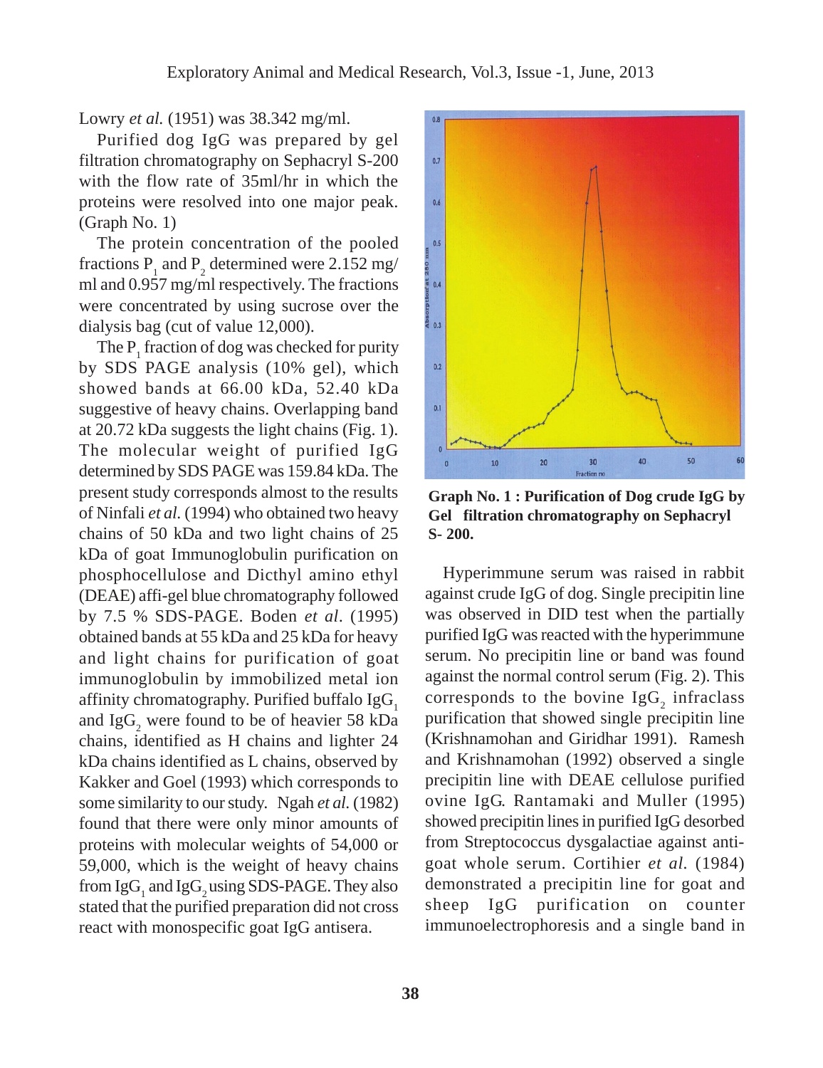Lowry *et al.* (1951) was 38.342 mg/ml.

Purified dog IgG was prepared by gel filtration chromatography on Sephacryl S-200 with the flow rate of 35ml/hr in which the proteins were resolved into one major peak. (Graph No. 1)

The protein concentration of the pooled fractions $P_1$ and $P_2$ determined were 2.152 mg/ml and 0.957 mg/ml respectively. The fractions were concentrated by using sucrose over the dialysis bag (cut of value 12,000).

The $P_1$ fraction of dog was checked for purity by SDS PAGE analysis (10% gel), which showed bands at 66.00 kDa, 52.40 kDa suggestive of heavy chains. Overlapping band at 20.72 kDa suggests the light chains (Fig. 1). The molecular weight of purified IgG determined by SDS PAGE was 159.84 kDa. The present study corresponds almost to the results of Ninfali *et al.* (1994) who obtained two heavy chains of 50 kDa and two light chains of 25 kDa of goat Immunoglobulin purification on phosphocellulose and Dicthyl amino ethyl (DEAE) affi-gel blue chromatography followed by 7.5 % SDS-PAGE. Boden *et al*. (1995) obtained bands at 55 kDa and 25 kDa for heavy and light chains for purification of goat immunoglobulin by immobilized metal ion affinity chromatography. Purified buffalo $IgG_1$ and $IgG_2$ were found to be of heavier 58 kDa chains, identified as H chains and lighter 24 kDa chains identified as L chains, observed by Kakker and Goel (1993) which corresponds to some similarity to our study. Ngah *et al.* (1982) found that there were only minor amounts of proteins with molecular weights of 54,000 or 59,000, which is the weight of heavy chains from $IgG_1$ and $IgG_2$ using SDS-PAGE. They also stated that the purified preparation did not cross react with monospecific goat IgG antisera.

**Graph No. 1 : Purification of Dog crude IgG by Gel filtration chromatography on Sephacryl S- 200.**

Hyperimmune serum was raised in rabbit against crude IgG of dog. Single precipitin line was observed in DID test when the partially purified IgG was reacted with the hyperimmune serum. No precipitin line or band was found against the normal control serum (Fig. 2). This corresponds to the bovine $IgG_2$ infraclass purification that showed single precipitin line (Krishnamohan and Giridhar 1991). Ramesh and Krishnamohan (1992) observed a single precipitin line with DEAE cellulose purified ovine IgG. Rantamaki and Muller (1995) showed precipitin lines in purified IgG desorbed from Streptococcus dysgalactiae against anti-goat whole serum. Cortihier *et al*. (1984) demonstrated a precipitin line for goat and sheep IgG purification on counter immunoelectrophoresis and a single band in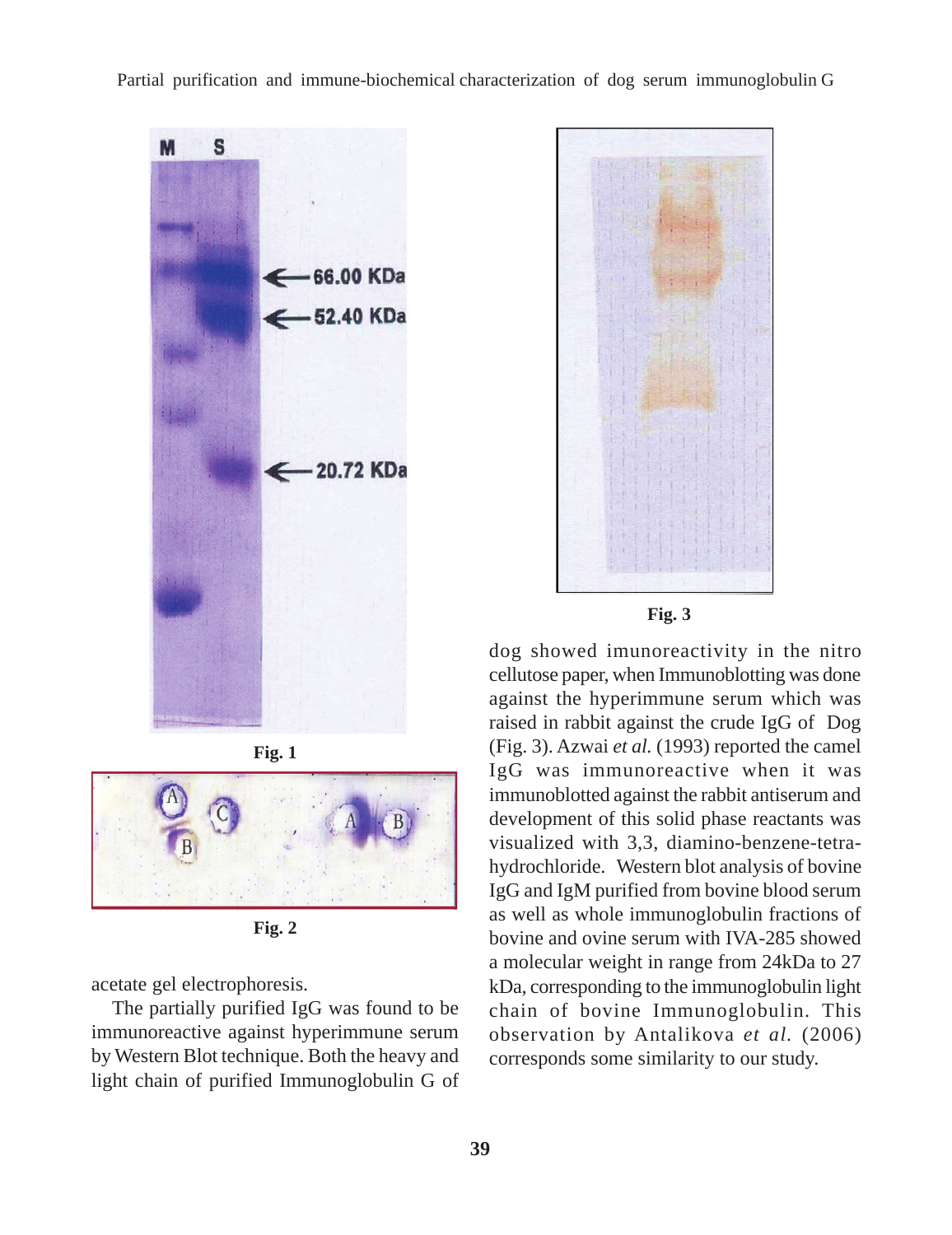Fig. 1

Fig. 2

acetate gel electrophoresis.

The partially purified IgG was found to be immunoreactive against hyperimmune serum by Western Blot technique. Both the heavy and light chain of purified Immunoglobulin G of dog showed imunoreactivity in the nitro cellutose paper, when Immunoblotting was done against the hyperimmune serum which was raised in rabbit against the crude IgG of Dog (Fig. 3). Azwai *et al.* (1993) reported the camel IgG was immunoreactive when it was immunoblotted against the rabbit antiserum and development of this solid phase reactants was visualized with 3,3, diamino-benzene-tetra-hydrochloride. Western blot analysis of bovine IgG and IgM purified from bovine blood serum as well as whole immunoglobulin fractions of bovine and ovine serum with IVA-285 showed a molecular weight in range from 24kDa to 27 kDa, corresponding to the immunoglobulin light chain of bovine Immunoglobulin. This observation by Antalikova *et al.* (2006) corresponds some similarity to our study.

Fig. 3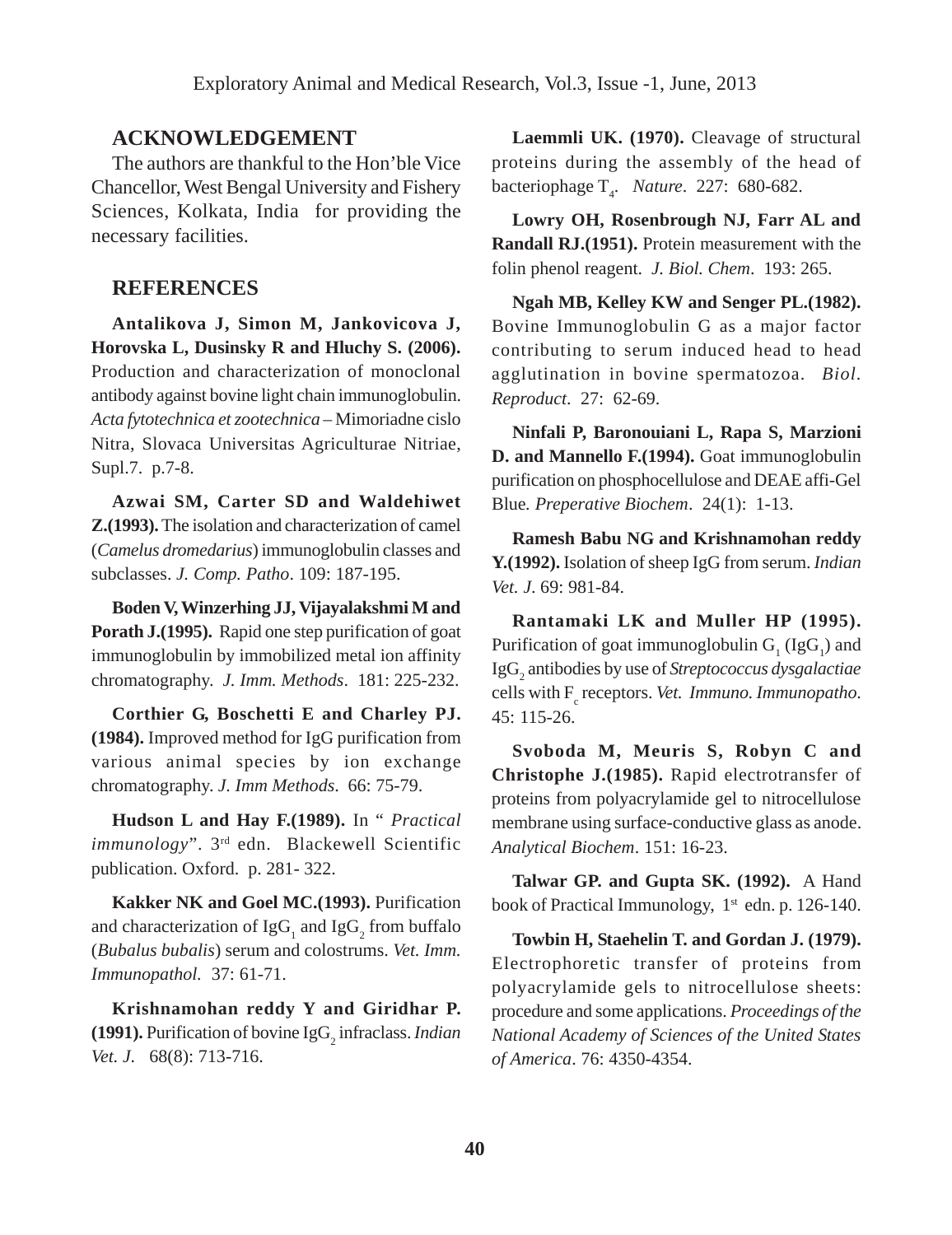## ACKNOWLEDGEMENT

The authors are thankful to the Hon'ble Vice Chancellor, West Bengal University and Fishery Sciences, Kolkata, India for providing the necessary facilities.

## REFERENCES

**Antalikova J, Simon M, Jankovicova J, Horovska L, Dusinsky R and Hluchy S. (2006).** Production and characterization of monoclonal antibody against bovine light chain immunoglobulin. *Acta fytotechnica et zootechnica* – Mimoriadne cislo Nitra, Slovaca Universitas Agriculturae Nitriae, Supl.7. p.7-8.

**Azwai SM, Carter SD and Waldehiwet Z.(1993).** The isolation and characterization of camel (*Camelus dromedarius*) immunoglobulin classes and subclasses. *J. Comp. Patho*. 109: 187-195.

**Boden V, Winzerhing JJ, Vijayalakshmi M and Porath J.(1995).** Rapid one step purification of goat immunoglobulin by immobilized metal ion affinity chromatography. *J. Imm. Methods*. 181: 225-232.

**Corthier G, Boschetti E and Charley PJ. (1984).** Improved method for IgG purification from various animal species by ion exchange chromatography. *J. Imm Methods*. 66: 75-79.

**Hudson L and Hay F.(1989).** In " *Practical immunology*". 3rd edn. Blackewell Scientific publication. Oxford. p. 281- 322.

**Kakker NK and Goel MC.(1993).** Purification and characterization of $IgG_1$ and $IgG_2$ from buffalo (*Bubalus bubalis*) serum and colostrums. *Vet. Imm. Immunopathol.* 37: 61-71.

**Krishnamohan reddy Y and Giridhar P. (1991).** Purification of bovine $IgG_2$ infraclass. *Indian Vet. J*. 68(8): 713-716.

**Laemmli UK. (1970).** Cleavage of structural proteins during the assembly of the head of bacteriophage $T_4$. *Nature*. 227: 680-682.

**Lowry OH, Rosenbrough NJ, Farr AL and Randall RJ.(1951).** Protein measurement with the folin phenol reagent. *J. Biol. Chem*. 193: 265.

**Ngah MB, Kelley KW and Senger PL.(1982).** Bovine Immunoglobulin G as a major factor contributing to serum induced head to head agglutination in bovine spermatozoa. *Biol. Reproduct*. 27: 62-69.

**Ninfali P, Baronouiani L, Rapa S, Marzioni D. and Mannello F.(1994).** Goat immunoglobulin purification on phosphocellulose and DEAE affi-Gel Blue. *Preperative Biochem*. 24(1): 1-13.

**Ramesh Babu NG and Krishnamohan reddy Y.(1992).** Isolation of sheep IgG from serum. *Indian Vet. J*. 69: 981-84.

**Rantamaki LK and Muller HP (1995).** Purification of goat immunoglobulin $G_1$ ($IgG_1$) and $IgG_2$ antibodies by use of *Streptococcus dysgalactiae* cells with $F_c$ receptors. *Vet. Immuno. Immunopatho*. 45: 115-26.

**Svoboda M, Meuris S, Robyn C and Christophe J.(1985).** Rapid electrotransfer of proteins from polyacrylamide gel to nitrocellulose membrane using surface-conductive glass as anode. *Analytical Biochem*. 151: 16-23.

**Talwar GP. and Gupta SK. (1992).** A Hand book of Practical Immunology, 1st edn. p. 126-140.

**Towbin H, Staehelin T. and Gordan J. (1979).** Electrophoretic transfer of proteins from polyacrylamide gels to nitrocellulose sheets: procedure and some applications. *Proceedings of the National Academy of Sciences of the United States of America*. 76: 4350-4354.